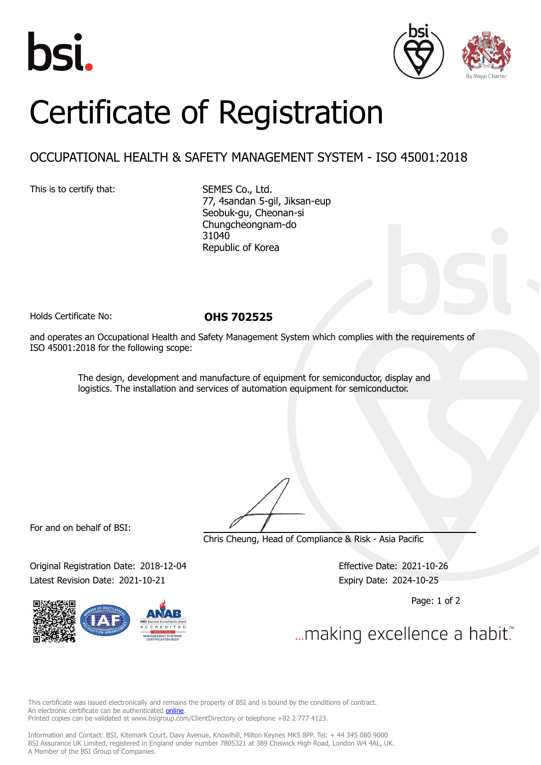# Certificate of Registration

## OCCUPATIONAL HEALTH & SAFETY MANAGEMENT SYSTEM - ISO 45001:2018

This is to certify that:

SEMES Co., Ltd.
77, 4sandan 5-gil, Jiksan-eup
Seobuk-gu, Cheonan-si
Chungcheongnam-do
31040
Republic of Korea

Holds Certificate No: **OHS 702525**

and operates an Occupational Health and Safety Management System which complies with the requirements of ISO 45001:2018 for the following scope:

> The design, development and manufacture of equipment for semiconductor, display and logistics. The installation and services of automation equipment for semiconductor.

For and on behalf of BSI:

Chris Cheung, Head of Compliance & Risk - Asia Pacific

Original Registration Date: 2018-12-04
Latest Revision Date: 2021-10-21

Effective Date: 2021-10-26
Expiry Date: 2024-10-25

...making excellence a habit.™

This certificate was issued electronically and remains the property of BSI and is bound by the conditions of contract.
An electronic certificate can be authenticated online.
Printed copies can be validated at www.bsigroup.com/ClientDirectory or telephone +82 2 777 4123.

Information and Contact: BSI, Kitemark Court, Davy Avenue, Knowlhill, Milton Keynes MK5 8PP. Tel: + 44 345 080 9000
BSI Assurance UK Limited, registered in England under number 7805321 at 389 Chiswick High Road, London W4 4AL, UK.
A Member of the BSI Group of Companies.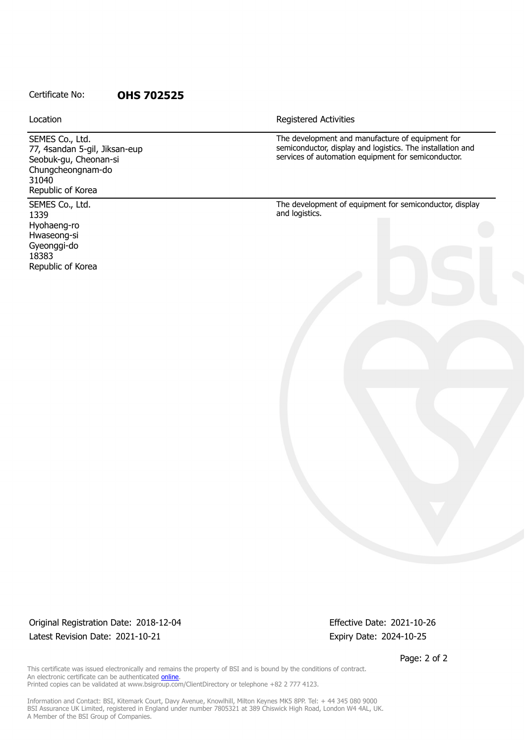Certificate No: **OHS 702525**

| Location | Registered Activities |
|---|---|
| SEMES Co., Ltd.<br>77, 4sandan 5-gil, Jiksan-eup<br>Seobuk-gu, Cheonan-si<br>Chungcheongnam-do<br>31040<br>Republic of Korea | The development and manufacture of equipment for semiconductor, display and logistics. The installation and services of automation equipment for semiconductor. |
| SEMES Co., Ltd.<br>1339<br>Hyohaeng-ro<br>Hwaseong-si<br>Gyeonggi-do<br>18383<br>Republic of Korea | The development of equipment for semiconductor, display and logistics. |

Original Registration Date: 2018-12-04
Latest Revision Date: 2021-10-21

Effective Date: 2021-10-26
Expiry Date: 2024-10-25

This certificate was issued electronically and remains the property of BSI and is bound by the conditions of contract.
An electronic certificate can be authenticated online.
Printed copies can be validated at www.bsigroup.com/ClientDirectory or telephone +82 2 777 4123.

Information and Contact: BSI, Kitemark Court, Davy Avenue, Knowlhill, Milton Keynes MK5 8PP. Tel: + 44 345 080 9000
BSI Assurance UK Limited, registered in England under number 7805321 at 389 Chiswick High Road, London W4 4AL, UK.
A Member of the BSI Group of Companies.